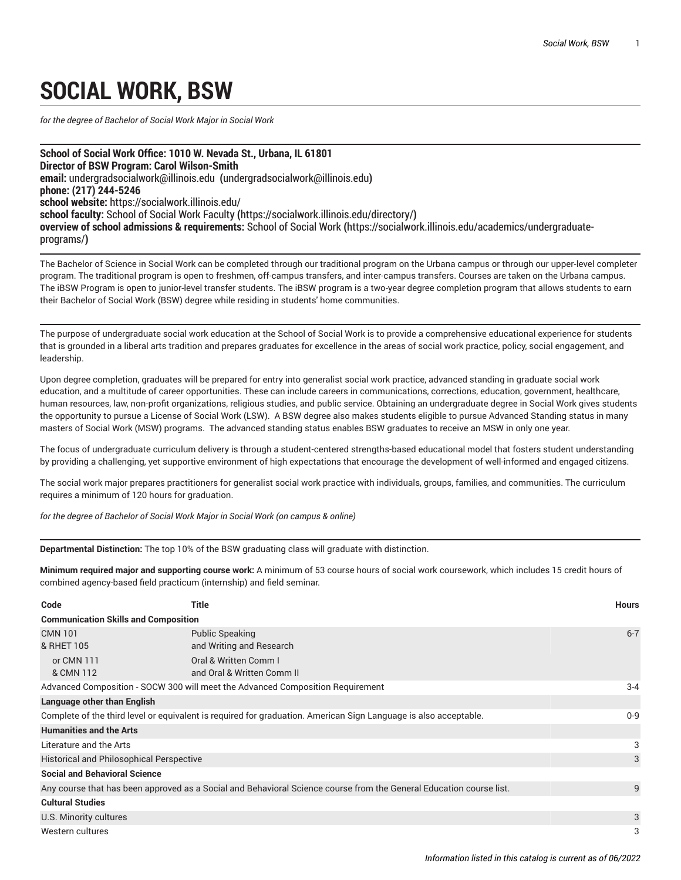# SOCIAL WORK, BSW

*for the degree of Bachelor of Social Work Major in Social Work*

**School of Social Work Office: 1010 W. Nevada St., Urbana, IL 61801**
**Director of BSW Program: Carol Wilson-Smith**
**email:** undergradsocialwork@illinois.edu (undergradsocialwork@illinois.edu)
**phone: (217) 244-5246**
**school website:** https://socialwork.illinois.edu/
**school faculty:** School of Social Work Faculty (https://socialwork.illinois.edu/directory/)
**overview of school admissions & requirements:** School of Social Work (https://socialwork.illinois.edu/academics/undergraduate-programs/)

The Bachelor of Science in Social Work can be completed through our traditional program on the Urbana campus or through our upper-level completer program. The traditional program is open to freshmen, off-campus transfers, and inter-campus transfers. Courses are taken on the Urbana campus. The iBSW Program is open to junior-level transfer students. The iBSW program is a two-year degree completion program that allows students to earn their Bachelor of Social Work (BSW) degree while residing in students' home communities.

The purpose of undergraduate social work education at the School of Social Work is to provide a comprehensive educational experience for students that is grounded in a liberal arts tradition and prepares graduates for excellence in the areas of social work practice, policy, social engagement, and leadership.

Upon degree completion, graduates will be prepared for entry into generalist social work practice, advanced standing in graduate social work education, and a multitude of career opportunities. These can include careers in communications, corrections, education, government, healthcare, human resources, law, non-profit organizations, religious studies, and public service. Obtaining an undergraduate degree in Social Work gives students the opportunity to pursue a License of Social Work (LSW). A BSW degree also makes students eligible to pursue Advanced Standing status in many masters of Social Work (MSW) programs. The advanced standing status enables BSW graduates to receive an MSW in only one year.

The focus of undergraduate curriculum delivery is through a student-centered strengths-based educational model that fosters student understanding by providing a challenging, yet supportive environment of high expectations that encourage the development of well-informed and engaged citizens.

The social work major prepares practitioners for generalist social work practice with individuals, groups, families, and communities. The curriculum requires a minimum of 120 hours for graduation.

*for the degree of Bachelor of Social Work Major in Social Work (on campus & online)*

**Departmental Distinction:** The top 10% of the BSW graduating class will graduate with distinction.

**Minimum required major and supporting course work:** A minimum of 53 course hours of social work coursework, which includes 15 credit hours of combined agency-based field practicum (internship) and field seminar.

| Code | Title | Hours |
|---|---|---|
| **Communication Skills and Composition** | | |
| CMN 101<br>& RHET 105 | Public Speaking<br>and Writing and Research | 6-7 |
| or CMN 111<br>& CMN 112 | Oral & Written Comm I<br>and Oral & Written Comm II | |
| Advanced Composition - SOCW 300 will meet the Advanced Composition Requirement | | 3-4 |
| **Language other than English** | | |
| Complete of the third level or equivalent is required for graduation. American Sign Language is also acceptable. | | 0-9 |
| **Humanities and the Arts** | | |
| Literature and the Arts | | 3 |
| Historical and Philosophical Perspective | | 3 |
| **Social and Behavioral Science** | | |
| Any course that has been approved as a Social and Behavioral Science course from the General Education course list. | | 9 |
| **Cultural Studies** | | |
| U.S. Minority cultures | | 3 |
| Western cultures | | 3 |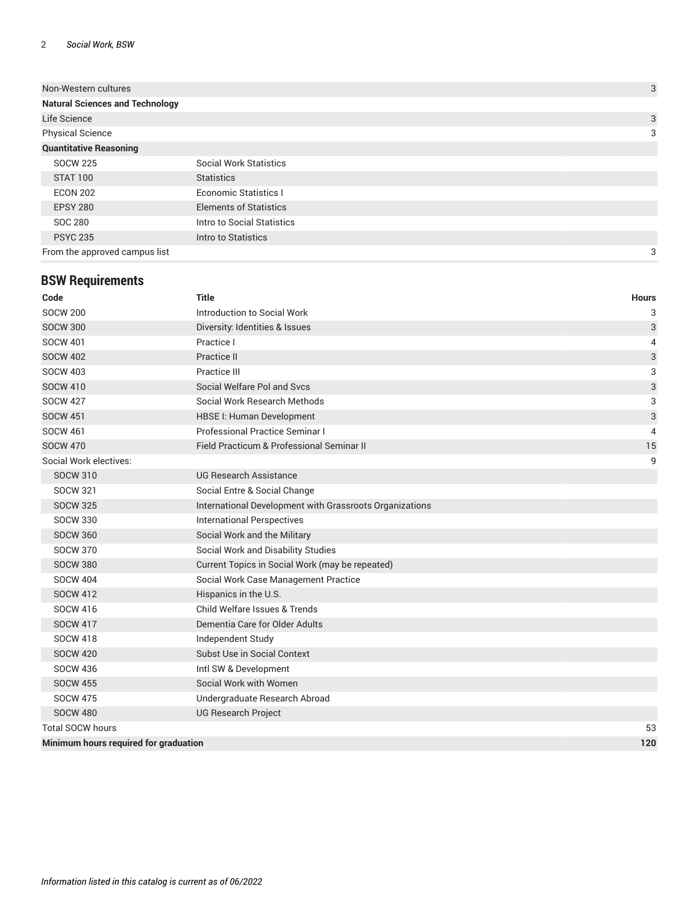| | | |
|---|---|---|
| Non-Western cultures | | 3 |
| **Natural Sciences and Technology** | | |
| Life Science | | 3 |
| Physical Science | | 3 |
| **Quantitative Reasoning** | | |
| SOCW 225 | Social Work Statistics | |
| STAT 100 | Statistics | |
| ECON 202 | Economic Statistics I | |
| EPSY 280 | Elements of Statistics | |
| SOC 280 | Intro to Social Statistics | |
| PSYC 235 | Intro to Statistics | |
| From the approved campus list | | 3 |

## BSW Requirements

| Code | Title | Hours |
|---|---|---|
| SOCW 200 | Introduction to Social Work | 3 |
| SOCW 300 | Diversity: Identities & Issues | 3 |
| SOCW 401 | Practice I | 4 |
| SOCW 402 | Practice II | 3 |
| SOCW 403 | Practice III | 3 |
| SOCW 410 | Social Welfare Pol and Svcs | 3 |
| SOCW 427 | Social Work Research Methods | 3 |
| SOCW 451 | HBSE I: Human Development | 3 |
| SOCW 461 | Professional Practice Seminar I | 4 |
| SOCW 470 | Field Practicum & Professional Seminar II | 15 |
| Social Work electives: | | 9 |
| SOCW 310 | UG Research Assistance | |
| SOCW 321 | Social Entre & Social Change | |
| SOCW 325 | International Development with Grassroots Organizations | |
| SOCW 330 | International Perspectives | |
| SOCW 360 | Social Work and the Military | |
| SOCW 370 | Social Work and Disability Studies | |
| SOCW 380 | Current Topics in Social Work (may be repeated) | |
| SOCW 404 | Social Work Case Management Practice | |
| SOCW 412 | Hispanics in the U.S. | |
| SOCW 416 | Child Welfare Issues & Trends | |
| SOCW 417 | Dementia Care for Older Adults | |
| SOCW 418 | Independent Study | |
| SOCW 420 | Subst Use in Social Context | |
| SOCW 436 | Intl SW & Development | |
| SOCW 455 | Social Work with Women | |
| SOCW 475 | Undergraduate Research Abroad | |
| SOCW 480 | UG Research Project | |
| Total SOCW hours | | 53 |
| **Minimum hours required for graduation** | | **120** |

*Information listed in this catalog is current as of 06/2022*